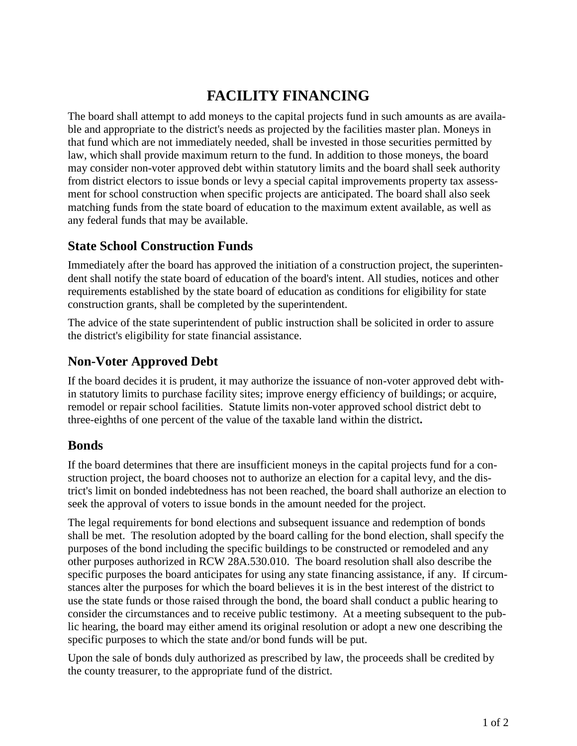# FACILITY FINANCING

The board shall attempt to add moneys to the capital projects fund in such amounts as are available and appropriate to the district's needs as projected by the facilities master plan. Moneys in that fund which are not immediately needed, shall be invested in those securities permitted by law, which shall provide maximum return to the fund. In addition to those moneys, the board may consider non-voter approved debt within statutory limits and the board shall seek authority from district electors to issue bonds or levy a special capital improvements property tax assessment for school construction when specific projects are anticipated. The board shall also seek matching funds from the state board of education to the maximum extent available, as well as any federal funds that may be available.

## State School Construction Funds

Immediately after the board has approved the initiation of a construction project, the superintendent shall notify the state board of education of the board's intent. All studies, notices and other requirements established by the state board of education as conditions for eligibility for state construction grants, shall be completed by the superintendent.

The advice of the state superintendent of public instruction shall be solicited in order to assure the district's eligibility for state financial assistance.

## Non-Voter Approved Debt

If the board decides it is prudent, it may authorize the issuance of non-voter approved debt within statutory limits to purchase facility sites; improve energy efficiency of buildings; or acquire, remodel or repair school facilities. Statute limits non-voter approved school district debt to three-eighths of one percent of the value of the taxable land within the district**.**

## Bonds

If the board determines that there are insufficient moneys in the capital projects fund for a construction project, the board chooses not to authorize an election for a capital levy, and the district's limit on bonded indebtedness has not been reached, the board shall authorize an election to seek the approval of voters to issue bonds in the amount needed for the project.

The legal requirements for bond elections and subsequent issuance and redemption of bonds shall be met. The resolution adopted by the board calling for the bond election, shall specify the purposes of the bond including the specific buildings to be constructed or remodeled and any other purposes authorized in RCW 28A.530.010. The board resolution shall also describe the specific purposes the board anticipates for using any state financing assistance, if any. If circumstances alter the purposes for which the board believes it is in the best interest of the district to use the state funds or those raised through the bond, the board shall conduct a public hearing to consider the circumstances and to receive public testimony. At a meeting subsequent to the public hearing, the board may either amend its original resolution or adopt a new one describing the specific purposes to which the state and/or bond funds will be put.

Upon the sale of bonds duly authorized as prescribed by law, the proceeds shall be credited by the county treasurer, to the appropriate fund of the district.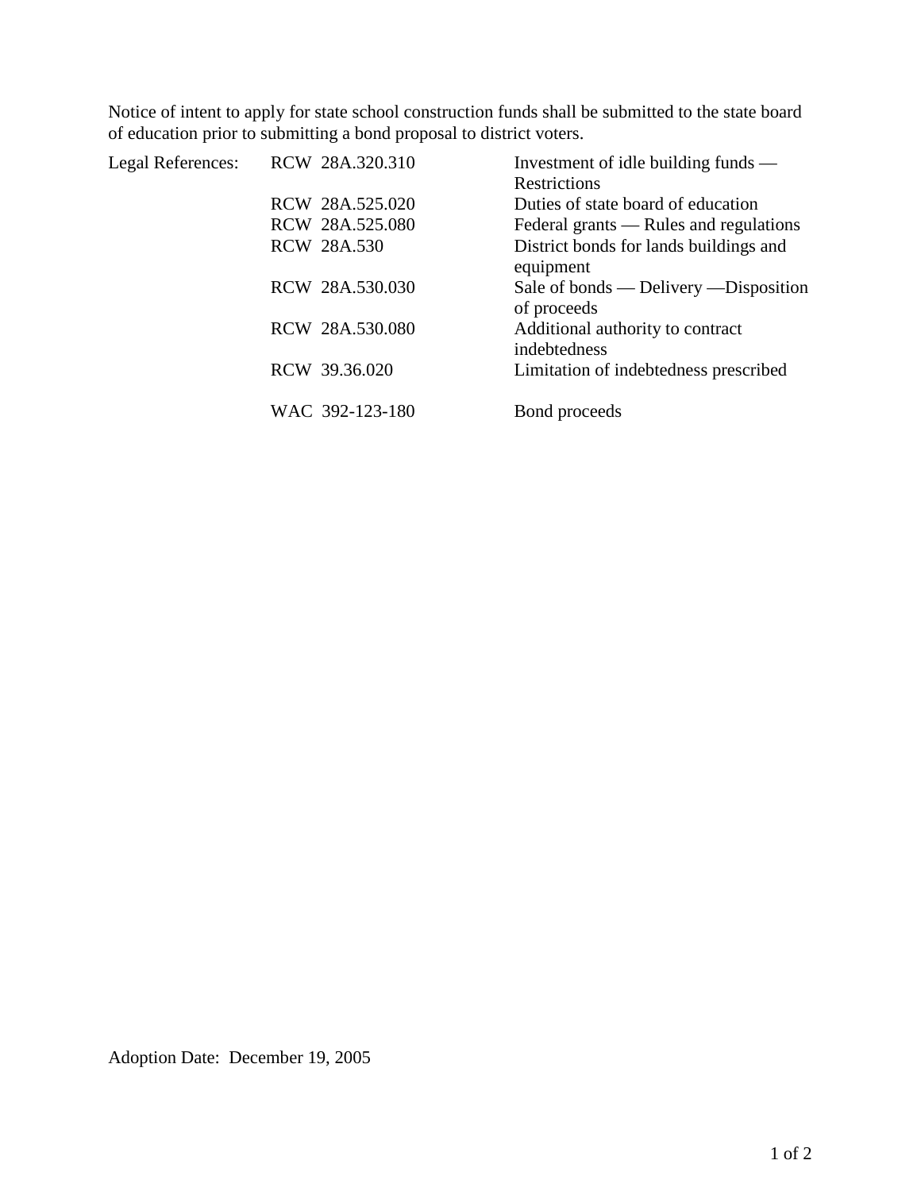Notice of intent to apply for state school construction funds shall be submitted to the state board of education prior to submitting a bond proposal to district voters.

| | | |
|---|---|---|
| Legal References: | RCW 28A.320.310 | Investment of idle building funds — Restrictions |
| | RCW 28A.525.020 | Duties of state board of education |
| | RCW 28A.525.080 | Federal grants — Rules and regulations |
| | RCW 28A.530 | District bonds for lands buildings and equipment |
| | RCW 28A.530.030 | Sale of bonds — Delivery —Disposition of proceeds |
| | RCW 28A.530.080 | Additional authority to contract indebtedness |
| | RCW 39.36.020 | Limitation of indebtedness prescribed |
| | WAC 392-123-180 | Bond proceeds |

Adoption Date: December 19, 2005